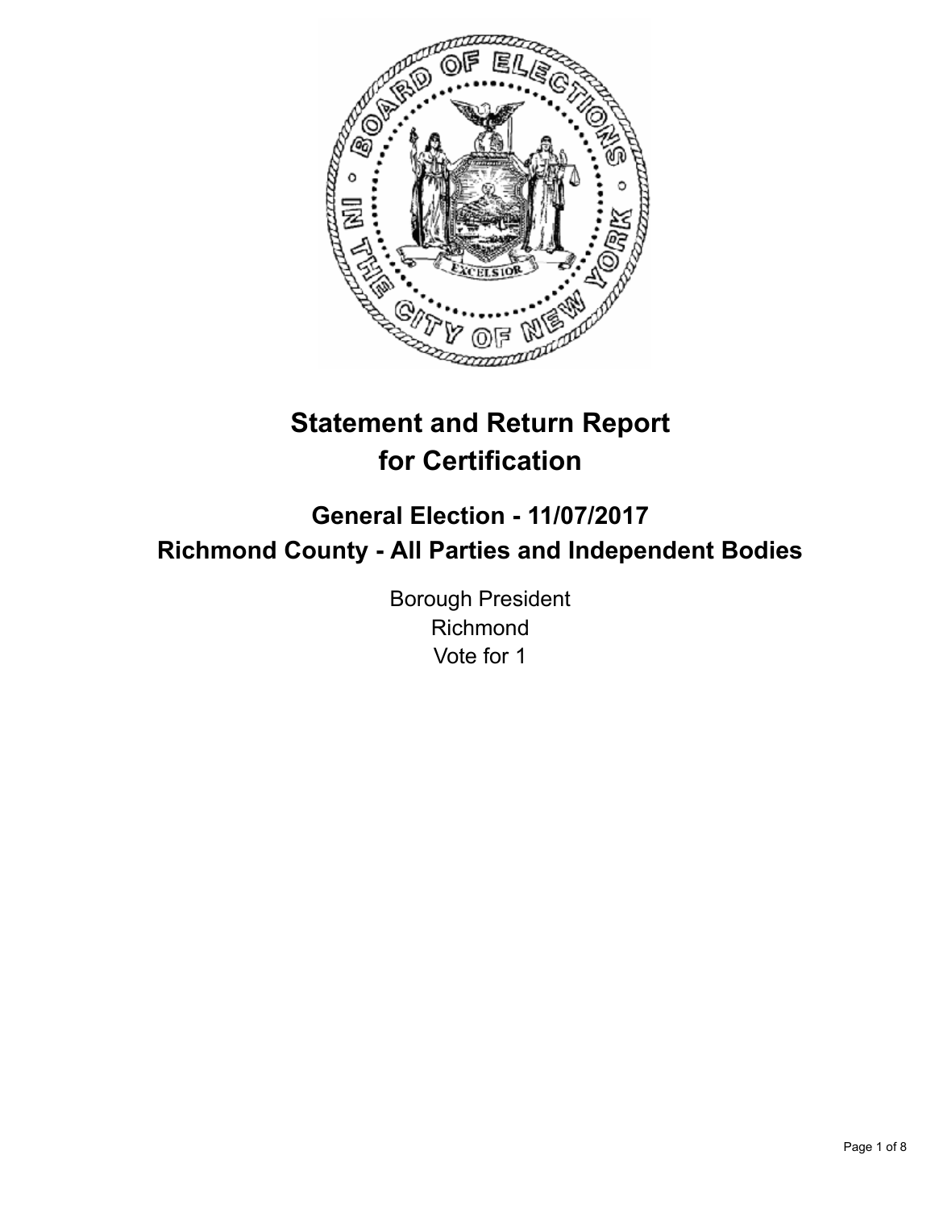# Statement and Return Report for Certification

## General Election - 11/07/2017
## Richmond County - All Parties and Independent Bodies

Borough President
Richmond
Vote for 1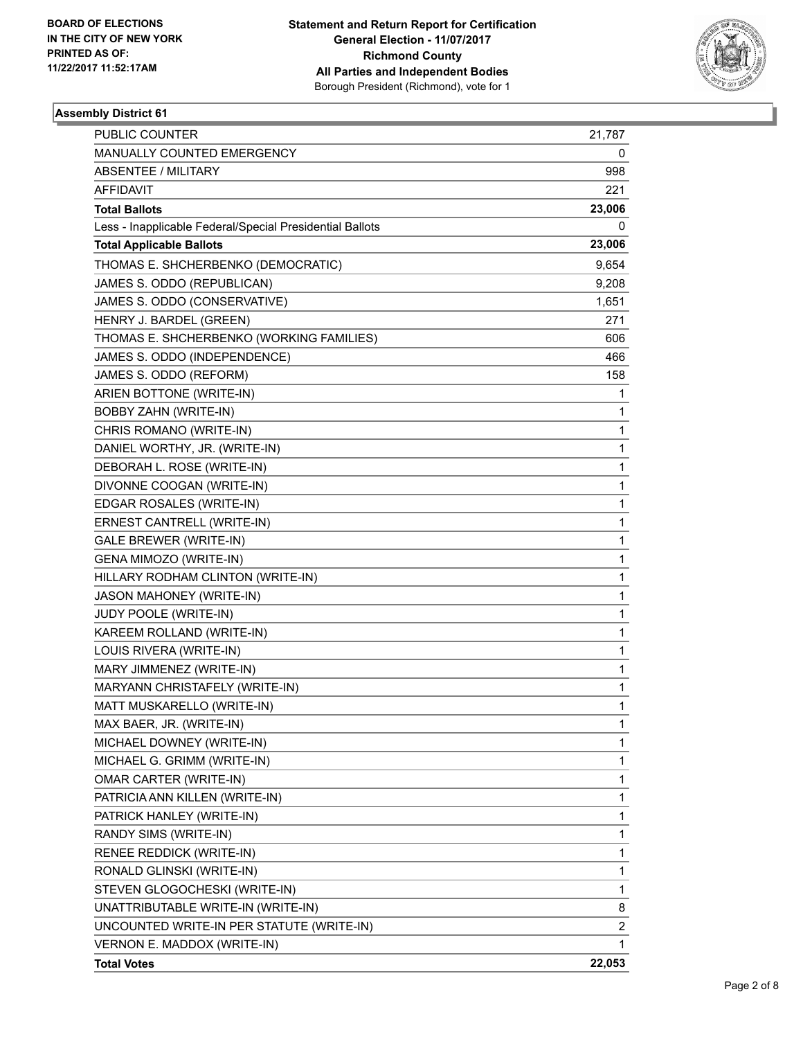BOARD OF ELECTIONS
IN THE CITY OF NEW YORK
PRINTED AS OF:
11/22/2017 11:52:17AM

**Statement and Return Report for Certification**
**General Election - 11/07/2017**
**Richmond County**
**All Parties and Independent Bodies**
Borough President (Richmond), vote for 1

### Assembly District 61

| | |
|---|---|
| PUBLIC COUNTER | 21,787 |
| MANUALLY COUNTED EMERGENCY | 0 |
| ABSENTEE / MILITARY | 998 |
| AFFIDAVIT | 221 |
| **Total Ballots** | **23,006** |
| Less - Inapplicable Federal/Special Presidential Ballots | 0 |
| **Total Applicable Ballots** | **23,006** |
| THOMAS E. SHCHERBENKO (DEMOCRATIC) | 9,654 |
| JAMES S. ODDO (REPUBLICAN) | 9,208 |
| JAMES S. ODDO (CONSERVATIVE) | 1,651 |
| HENRY J. BARDEL (GREEN) | 271 |
| THOMAS E. SHCHERBENKO (WORKING FAMILIES) | 606 |
| JAMES S. ODDO (INDEPENDENCE) | 466 |
| JAMES S. ODDO (REFORM) | 158 |
| ARIEN BOTTONE (WRITE-IN) | 1 |
| BOBBY ZAHN (WRITE-IN) | 1 |
| CHRIS ROMANO (WRITE-IN) | 1 |
| DANIEL WORTHY, JR. (WRITE-IN) | 1 |
| DEBORAH L. ROSE (WRITE-IN) | 1 |
| DIVONNE COOGAN (WRITE-IN) | 1 |
| EDGAR ROSALES (WRITE-IN) | 1 |
| ERNEST CANTRELL (WRITE-IN) | 1 |
| GALE BREWER (WRITE-IN) | 1 |
| GENA MIMOZO (WRITE-IN) | 1 |
| HILLARY RODHAM CLINTON (WRITE-IN) | 1 |
| JASON MAHONEY (WRITE-IN) | 1 |
| JUDY POOLE (WRITE-IN) | 1 |
| KAREEM ROLLAND (WRITE-IN) | 1 |
| LOUIS RIVERA (WRITE-IN) | 1 |
| MARY JIMMENEZ (WRITE-IN) | 1 |
| MARYANN CHRISTAFELY (WRITE-IN) | 1 |
| MATT MUSKARELLO (WRITE-IN) | 1 |
| MAX BAER, JR. (WRITE-IN) | 1 |
| MICHAEL DOWNEY (WRITE-IN) | 1 |
| MICHAEL G. GRIMM (WRITE-IN) | 1 |
| OMAR CARTER (WRITE-IN) | 1 |
| PATRICIA ANN KILLEN (WRITE-IN) | 1 |
| PATRICK HANLEY (WRITE-IN) | 1 |
| RANDY SIMS (WRITE-IN) | 1 |
| RENEE REDDICK (WRITE-IN) | 1 |
| RONALD GLINSKI (WRITE-IN) | 1 |
| STEVEN GLOGOCHESKI (WRITE-IN) | 1 |
| UNATTRIBUTABLE WRITE-IN (WRITE-IN) | 8 |
| UNCOUNTED WRITE-IN PER STATUTE (WRITE-IN) | 2 |
| VERNON E. MADDOX (WRITE-IN) | 1 |
| **Total Votes** | **22,053** |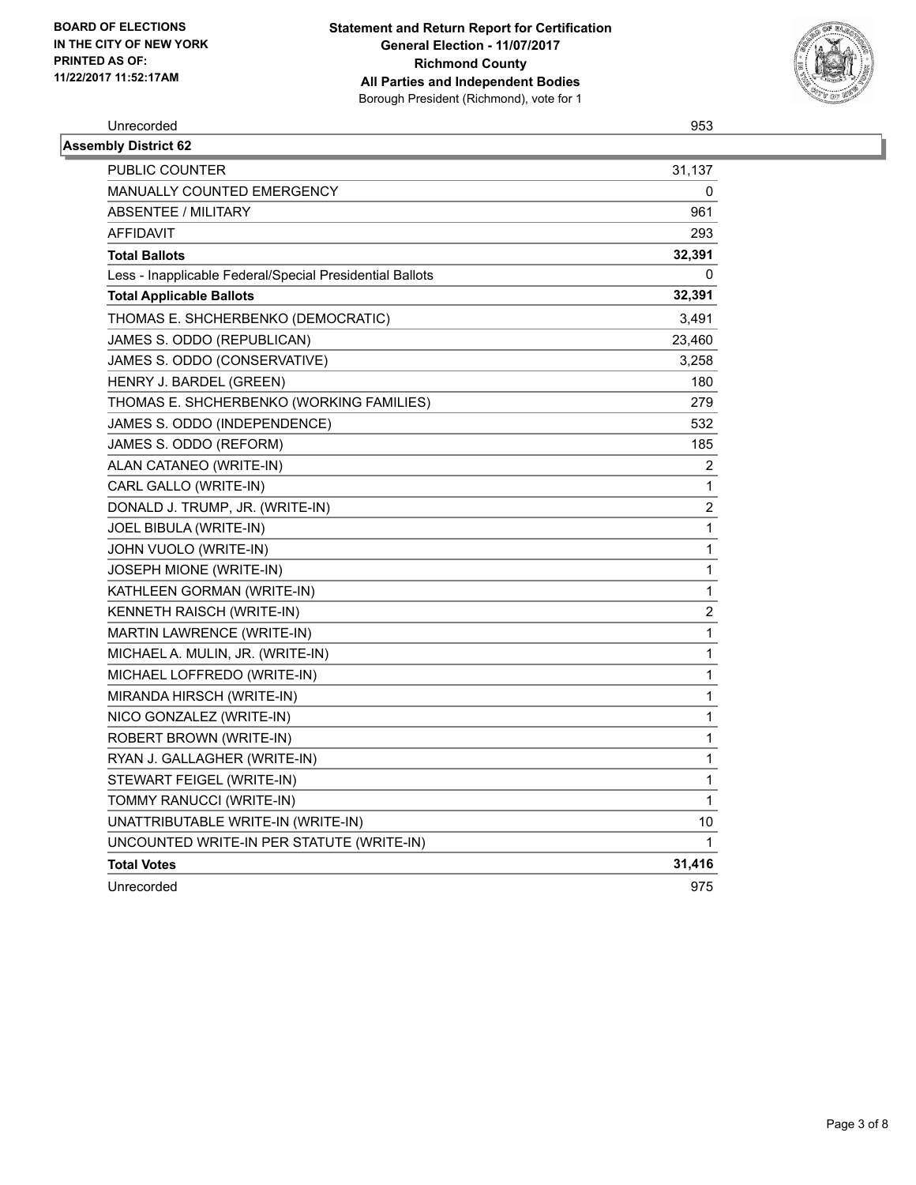**BOARD OF ELECTIONS**
**IN THE CITY OF NEW YORK**
**PRINTED AS OF:**
**11/22/2017 11:52:17AM**

**Statement and Return Report for Certification**
**General Election - 11/07/2017**
**Richmond County**
**All Parties and Independent Bodies**
Borough President (Richmond), vote for 1

| Unrecorded | 953 |
|---|---|

## Assembly District 62

| | |
|---|---|
| PUBLIC COUNTER | 31,137 |
| MANUALLY COUNTED EMERGENCY | 0 |
| ABSENTEE / MILITARY | 961 |
| AFFIDAVIT | 293 |
| **Total Ballots** | **32,391** |
| Less - Inapplicable Federal/Special Presidential Ballots | 0 |
| **Total Applicable Ballots** | **32,391** |
| THOMAS E. SHCHERBENKO (DEMOCRATIC) | 3,491 |
| JAMES S. ODDO (REPUBLICAN) | 23,460 |
| JAMES S. ODDO (CONSERVATIVE) | 3,258 |
| HENRY J. BARDEL (GREEN) | 180 |
| THOMAS E. SHCHERBENKO (WORKING FAMILIES) | 279 |
| JAMES S. ODDO (INDEPENDENCE) | 532 |
| JAMES S. ODDO (REFORM) | 185 |
| ALAN CATANEO (WRITE-IN) | 2 |
| CARL GALLO (WRITE-IN) | 1 |
| DONALD J. TRUMP, JR. (WRITE-IN) | 2 |
| JOEL BIBULA (WRITE-IN) | 1 |
| JOHN VUOLO (WRITE-IN) | 1 |
| JOSEPH MIONE (WRITE-IN) | 1 |
| KATHLEEN GORMAN (WRITE-IN) | 1 |
| KENNETH RAISCH (WRITE-IN) | 2 |
| MARTIN LAWRENCE (WRITE-IN) | 1 |
| MICHAEL A. MULIN, JR. (WRITE-IN) | 1 |
| MICHAEL LOFFREDO (WRITE-IN) | 1 |
| MIRANDA HIRSCH (WRITE-IN) | 1 |
| NICO GONZALEZ (WRITE-IN) | 1 |
| ROBERT BROWN (WRITE-IN) | 1 |
| RYAN J. GALLAGHER (WRITE-IN) | 1 |
| STEWART FEIGEL (WRITE-IN) | 1 |
| TOMMY RANUCCI (WRITE-IN) | 1 |
| UNATTRIBUTABLE WRITE-IN (WRITE-IN) | 10 |
| UNCOUNTED WRITE-IN PER STATUTE (WRITE-IN) | 1 |
| **Total Votes** | **31,416** |
| Unrecorded | 975 |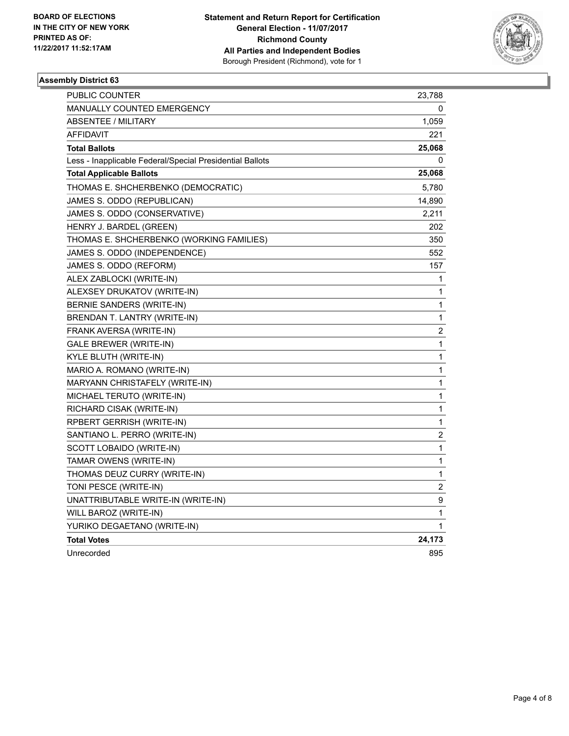BOARD OF ELECTIONS
IN THE CITY OF NEW YORK
PRINTED AS OF:
11/22/2017 11:52:17AM

**Statement and Return Report for Certification**
**General Election - 11/07/2017**
**Richmond County**
**All Parties and Independent Bodies**
Borough President (Richmond), vote for 1

### Assembly District 63

| | |
|---|---|
| PUBLIC COUNTER | 23,788 |
| MANUALLY COUNTED EMERGENCY | 0 |
| ABSENTEE / MILITARY | 1,059 |
| AFFIDAVIT | 221 |
| **Total Ballots** | **25,068** |
| Less - Inapplicable Federal/Special Presidential Ballots | 0 |
| **Total Applicable Ballots** | **25,068** |
| THOMAS E. SHCHERBENKO (DEMOCRATIC) | 5,780 |
| JAMES S. ODDO (REPUBLICAN) | 14,890 |
| JAMES S. ODDO (CONSERVATIVE) | 2,211 |
| HENRY J. BARDEL (GREEN) | 202 |
| THOMAS E. SHCHERBENKO (WORKING FAMILIES) | 350 |
| JAMES S. ODDO (INDEPENDENCE) | 552 |
| JAMES S. ODDO (REFORM) | 157 |
| ALEX ZABLOCKI (WRITE-IN) | 1 |
| ALEXSEY DRUKATOV (WRITE-IN) | 1 |
| BERNIE SANDERS (WRITE-IN) | 1 |
| BRENDAN T. LANTRY (WRITE-IN) | 1 |
| FRANK AVERSA (WRITE-IN) | 2 |
| GALE BREWER (WRITE-IN) | 1 |
| KYLE BLUTH (WRITE-IN) | 1 |
| MARIO A. ROMANO (WRITE-IN) | 1 |
| MARYANN CHRISTAFELY (WRITE-IN) | 1 |
| MICHAEL TERUTO (WRITE-IN) | 1 |
| RICHARD CISAK (WRITE-IN) | 1 |
| RPBERT GERRISH (WRITE-IN) | 1 |
| SANTIANO L. PERRO (WRITE-IN) | 2 |
| SCOTT LOBAIDO (WRITE-IN) | 1 |
| TAMAR OWENS (WRITE-IN) | 1 |
| THOMAS DEUZ CURRY (WRITE-IN) | 1 |
| TONI PESCE (WRITE-IN) | 2 |
| UNATTRIBUTABLE WRITE-IN (WRITE-IN) | 9 |
| WILL BAROZ (WRITE-IN) | 1 |
| YURIKO DEGAETANO (WRITE-IN) | 1 |
| **Total Votes** | **24,173** |
| Unrecorded | 895 |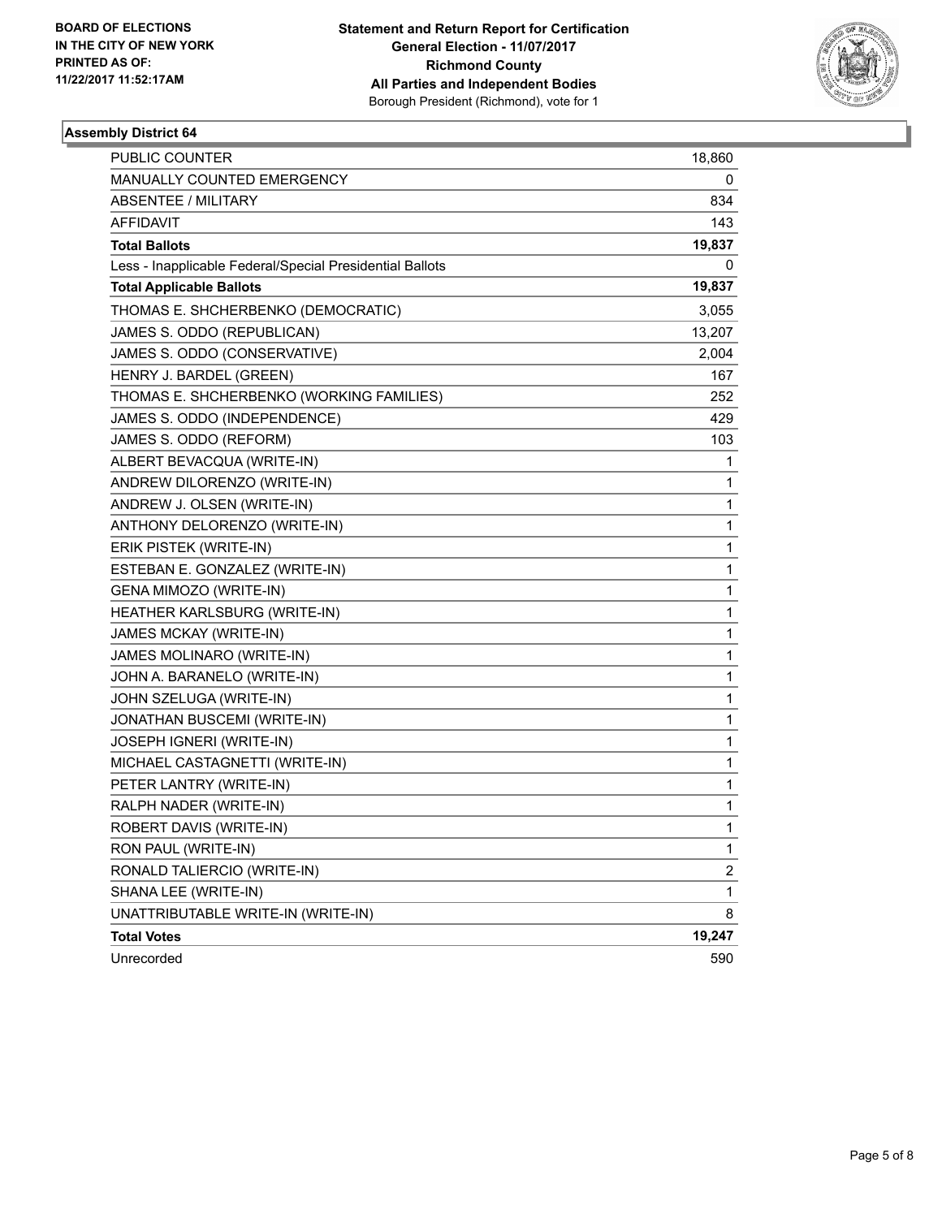BOARD OF ELECTIONS
IN THE CITY OF NEW YORK
PRINTED AS OF:
11/22/2017 11:52:17AM

**Statement and Return Report for Certification**
**General Election - 11/07/2017**
**Richmond County**
**All Parties and Independent Bodies**
Borough President (Richmond), vote for 1

### Assembly District 64

| | |
|---|---|
| PUBLIC COUNTER | 18,860 |
| MANUALLY COUNTED EMERGENCY | 0 |
| ABSENTEE / MILITARY | 834 |
| AFFIDAVIT | 143 |
| **Total Ballots** | **19,837** |
| Less - Inapplicable Federal/Special Presidential Ballots | 0 |
| **Total Applicable Ballots** | **19,837** |
| THOMAS E. SHCHERBENKO (DEMOCRATIC) | 3,055 |
| JAMES S. ODDO (REPUBLICAN) | 13,207 |
| JAMES S. ODDO (CONSERVATIVE) | 2,004 |
| HENRY J. BARDEL (GREEN) | 167 |
| THOMAS E. SHCHERBENKO (WORKING FAMILIES) | 252 |
| JAMES S. ODDO (INDEPENDENCE) | 429 |
| JAMES S. ODDO (REFORM) | 103 |
| ALBERT BEVACQUA (WRITE-IN) | 1 |
| ANDREW DILORENZO (WRITE-IN) | 1 |
| ANDREW J. OLSEN (WRITE-IN) | 1 |
| ANTHONY DELORENZO (WRITE-IN) | 1 |
| ERIK PISTEK (WRITE-IN) | 1 |
| ESTEBAN E. GONZALEZ (WRITE-IN) | 1 |
| GENA MIMOZO (WRITE-IN) | 1 |
| HEATHER KARLSBURG (WRITE-IN) | 1 |
| JAMES MCKAY (WRITE-IN) | 1 |
| JAMES MOLINARO (WRITE-IN) | 1 |
| JOHN A. BARANELO (WRITE-IN) | 1 |
| JOHN SZELUGA (WRITE-IN) | 1 |
| JONATHAN BUSCEMI (WRITE-IN) | 1 |
| JOSEPH IGNERI (WRITE-IN) | 1 |
| MICHAEL CASTAGNETTI (WRITE-IN) | 1 |
| PETER LANTRY (WRITE-IN) | 1 |
| RALPH NADER (WRITE-IN) | 1 |
| ROBERT DAVIS (WRITE-IN) | 1 |
| RON PAUL (WRITE-IN) | 1 |
| RONALD TALIERCIO (WRITE-IN) | 2 |
| SHANA LEE (WRITE-IN) | 1 |
| UNATTRIBUTABLE WRITE-IN (WRITE-IN) | 8 |
| **Total Votes** | **19,247** |
| Unrecorded | 590 |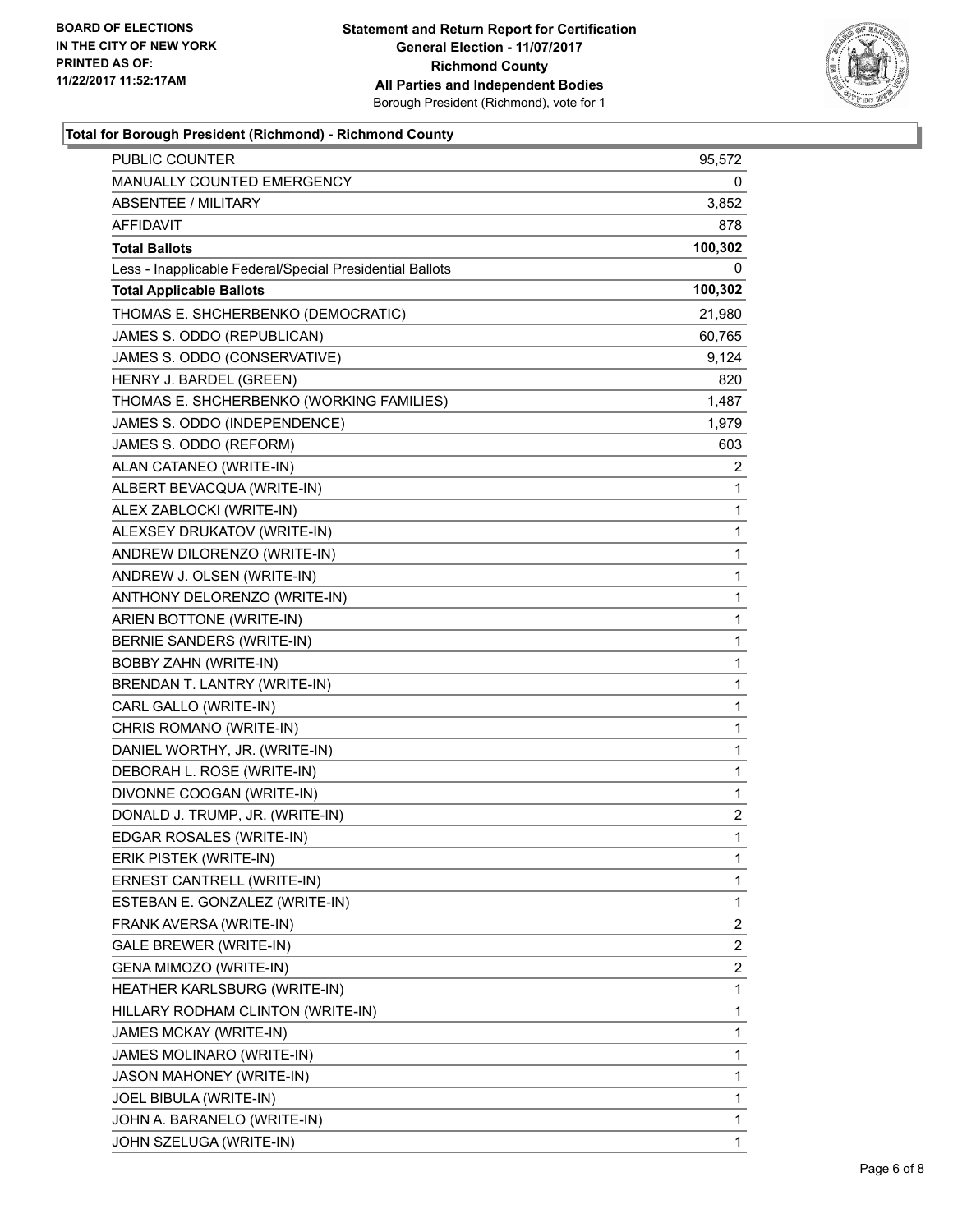**BOARD OF ELECTIONS IN THE CITY OF NEW YORK PRINTED AS OF: 11/22/2017 11:52:17AM**

**Statement and Return Report for Certification**
**General Election - 11/07/2017**
**Richmond County**
**All Parties and Independent Bodies**
Borough President (Richmond), vote for 1

## Total for Borough President (Richmond) - Richmond County

| | |
|---|---|
| PUBLIC COUNTER | 95,572 |
| MANUALLY COUNTED EMERGENCY | 0 |
| ABSENTEE / MILITARY | 3,852 |
| AFFIDAVIT | 878 |
| **Total Ballots** | **100,302** |
| Less - Inapplicable Federal/Special Presidential Ballots | 0 |
| **Total Applicable Ballots** | **100,302** |
| THOMAS E. SHCHERBENKO (DEMOCRATIC) | 21,980 |
| JAMES S. ODDO (REPUBLICAN) | 60,765 |
| JAMES S. ODDO (CONSERVATIVE) | 9,124 |
| HENRY J. BARDEL (GREEN) | 820 |
| THOMAS E. SHCHERBENKO (WORKING FAMILIES) | 1,487 |
| JAMES S. ODDO (INDEPENDENCE) | 1,979 |
| JAMES S. ODDO (REFORM) | 603 |
| ALAN CATANEO (WRITE-IN) | 2 |
| ALBERT BEVACQUA (WRITE-IN) | 1 |
| ALEX ZABLOCKI (WRITE-IN) | 1 |
| ALEXSEY DRUKATOV (WRITE-IN) | 1 |
| ANDREW DILORENZO (WRITE-IN) | 1 |
| ANDREW J. OLSEN (WRITE-IN) | 1 |
| ANTHONY DELORENZO (WRITE-IN) | 1 |
| ARIEN BOTTONE (WRITE-IN) | 1 |
| BERNIE SANDERS (WRITE-IN) | 1 |
| BOBBY ZAHN (WRITE-IN) | 1 |
| BRENDAN T. LANTRY (WRITE-IN) | 1 |
| CARL GALLO (WRITE-IN) | 1 |
| CHRIS ROMANO (WRITE-IN) | 1 |
| DANIEL WORTHY, JR. (WRITE-IN) | 1 |
| DEBORAH L. ROSE (WRITE-IN) | 1 |
| DIVONNE COOGAN (WRITE-IN) | 1 |
| DONALD J. TRUMP, JR. (WRITE-IN) | 2 |
| EDGAR ROSALES (WRITE-IN) | 1 |
| ERIK PISTEK (WRITE-IN) | 1 |
| ERNEST CANTRELL (WRITE-IN) | 1 |
| ESTEBAN E. GONZALEZ (WRITE-IN) | 1 |
| FRANK AVERSA (WRITE-IN) | 2 |
| GALE BREWER (WRITE-IN) | 2 |
| GENA MIMOZO (WRITE-IN) | 2 |
| HEATHER KARLSBURG (WRITE-IN) | 1 |
| HILLARY RODHAM CLINTON (WRITE-IN) | 1 |
| JAMES MCKAY (WRITE-IN) | 1 |
| JAMES MOLINARO (WRITE-IN) | 1 |
| JASON MAHONEY (WRITE-IN) | 1 |
| JOEL BIBULA (WRITE-IN) | 1 |
| JOHN A. BARANELO (WRITE-IN) | 1 |
| JOHN SZELUGA (WRITE-IN) | 1 |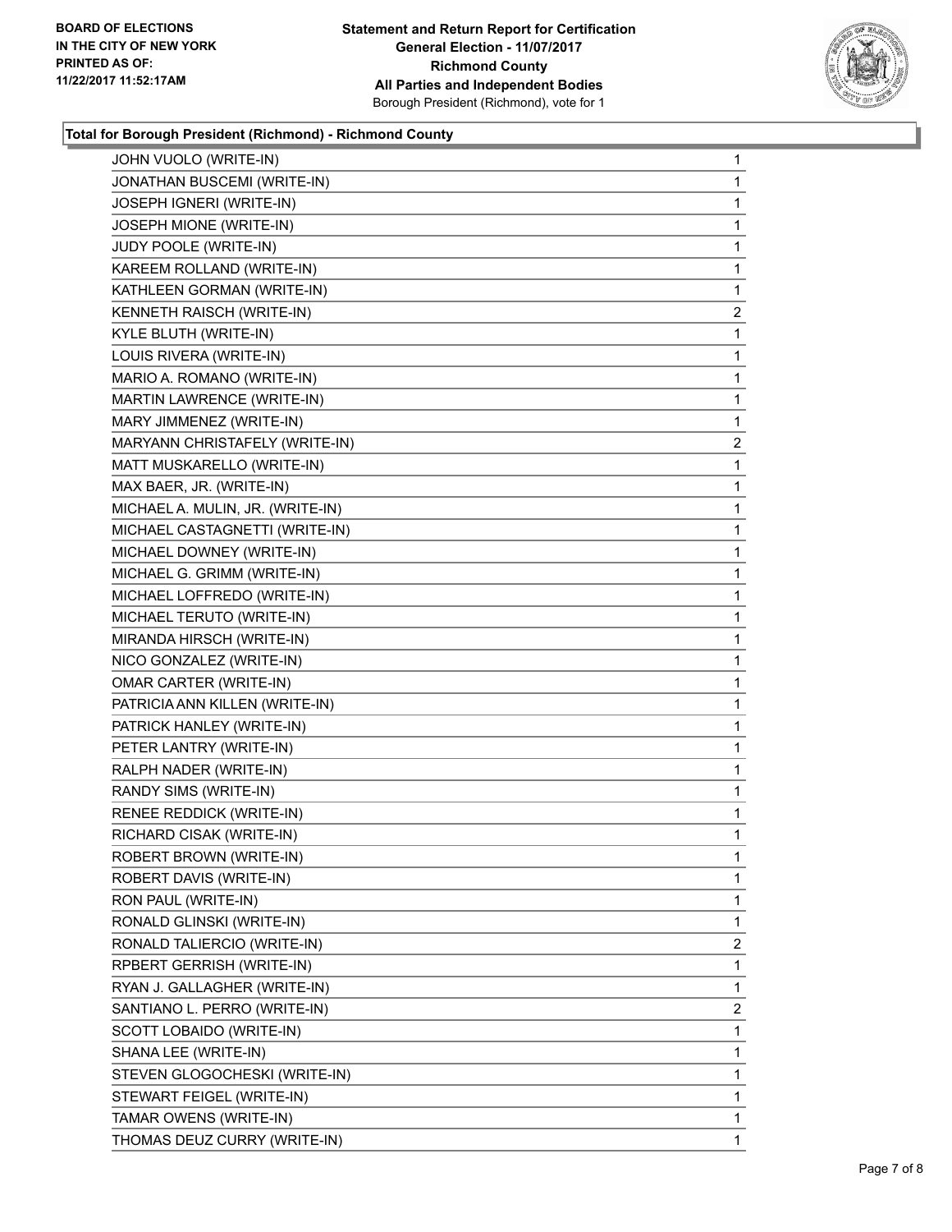BOARD OF ELECTIONS
IN THE CITY OF NEW YORK
PRINTED AS OF:
11/22/2017 11:52:17AM

**Statement and Return Report for Certification**
**General Election - 11/07/2017**
**Richmond County**
**All Parties and Independent Bodies**
Borough President (Richmond), vote for 1

### Total for Borough President (Richmond) - Richmond County

| Candidate | Votes |
|---|---|
| JOHN VUOLO (WRITE-IN) | 1 |
| JONATHAN BUSCEMI (WRITE-IN) | 1 |
| JOSEPH IGNERI (WRITE-IN) | 1 |
| JOSEPH MIONE (WRITE-IN) | 1 |
| JUDY POOLE (WRITE-IN) | 1 |
| KAREEM ROLLAND (WRITE-IN) | 1 |
| KATHLEEN GORMAN (WRITE-IN) | 1 |
| KENNETH RAISCH (WRITE-IN) | 2 |
| KYLE BLUTH (WRITE-IN) | 1 |
| LOUIS RIVERA (WRITE-IN) | 1 |
| MARIO A. ROMANO (WRITE-IN) | 1 |
| MARTIN LAWRENCE (WRITE-IN) | 1 |
| MARY JIMMENEZ (WRITE-IN) | 1 |
| MARYANN CHRISTAFELY (WRITE-IN) | 2 |
| MATT MUSKARELLO (WRITE-IN) | 1 |
| MAX BAER, JR. (WRITE-IN) | 1 |
| MICHAEL A. MULIN, JR. (WRITE-IN) | 1 |
| MICHAEL CASTAGNETTI (WRITE-IN) | 1 |
| MICHAEL DOWNEY (WRITE-IN) | 1 |
| MICHAEL G. GRIMM (WRITE-IN) | 1 |
| MICHAEL LOFFREDO (WRITE-IN) | 1 |
| MICHAEL TERUTO (WRITE-IN) | 1 |
| MIRANDA HIRSCH (WRITE-IN) | 1 |
| NICO GONZALEZ (WRITE-IN) | 1 |
| OMAR CARTER (WRITE-IN) | 1 |
| PATRICIA ANN KILLEN (WRITE-IN) | 1 |
| PATRICK HANLEY (WRITE-IN) | 1 |
| PETER LANTRY (WRITE-IN) | 1 |
| RALPH NADER (WRITE-IN) | 1 |
| RANDY SIMS (WRITE-IN) | 1 |
| RENEE REDDICK (WRITE-IN) | 1 |
| RICHARD CISAK (WRITE-IN) | 1 |
| ROBERT BROWN (WRITE-IN) | 1 |
| ROBERT DAVIS (WRITE-IN) | 1 |
| RON PAUL (WRITE-IN) | 1 |
| RONALD GLINSKI (WRITE-IN) | 1 |
| RONALD TALIERCIO (WRITE-IN) | 2 |
| RPBERT GERRISH (WRITE-IN) | 1 |
| RYAN J. GALLAGHER (WRITE-IN) | 1 |
| SANTIANO L. PERRO (WRITE-IN) | 2 |
| SCOTT LOBAIDO (WRITE-IN) | 1 |
| SHANA LEE (WRITE-IN) | 1 |
| STEVEN GLOGOCHESKI (WRITE-IN) | 1 |
| STEWART FEIGEL (WRITE-IN) | 1 |
| TAMAR OWENS (WRITE-IN) | 1 |
| THOMAS DEUZ CURRY (WRITE-IN) | 1 |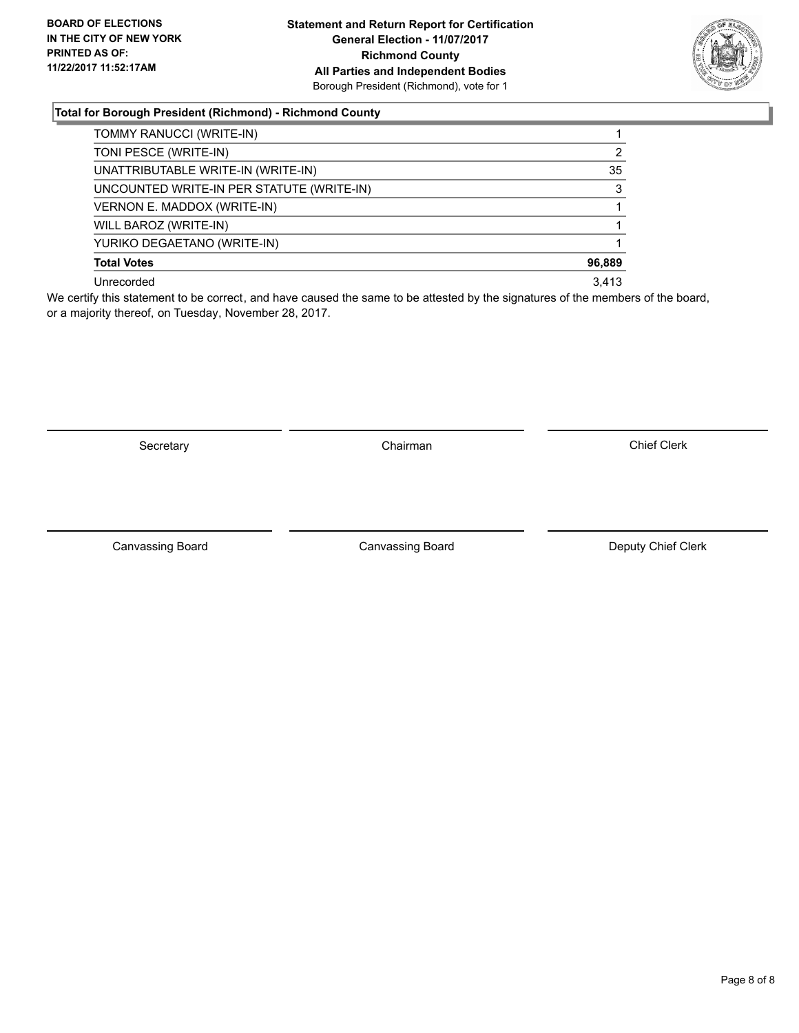**BOARD OF ELECTIONS IN THE CITY OF NEW YORK PRINTED AS OF: 11/22/2017 11:52:17AM**

**Statement and Return Report for Certification General Election - 11/07/2017 Richmond County All Parties and Independent Bodies**
Borough President (Richmond), vote for 1

**Total for Borough President (Richmond) - Richmond County**

| | |
|---|---|
| TOMMY RANUCCI (WRITE-IN) | 1 |
| TONI PESCE (WRITE-IN) | 2 |
| UNATTRIBUTABLE WRITE-IN (WRITE-IN) | 35 |
| UNCOUNTED WRITE-IN PER STATUTE (WRITE-IN) | 3 |
| VERNON E. MADDOX (WRITE-IN) | 1 |
| WILL BAROZ (WRITE-IN) | 1 |
| YURIKO DEGAETANO (WRITE-IN) | 1 |
| **Total Votes** | **96,889** |
| Unrecorded | 3,413 |

We certify this statement to be correct, and have caused the same to be attested by the signatures of the members of the board, or a majority thereof, on Tuesday, November 28, 2017.

Secretary

Chairman

Chief Clerk

Canvassing Board

Canvassing Board

Deputy Chief Clerk